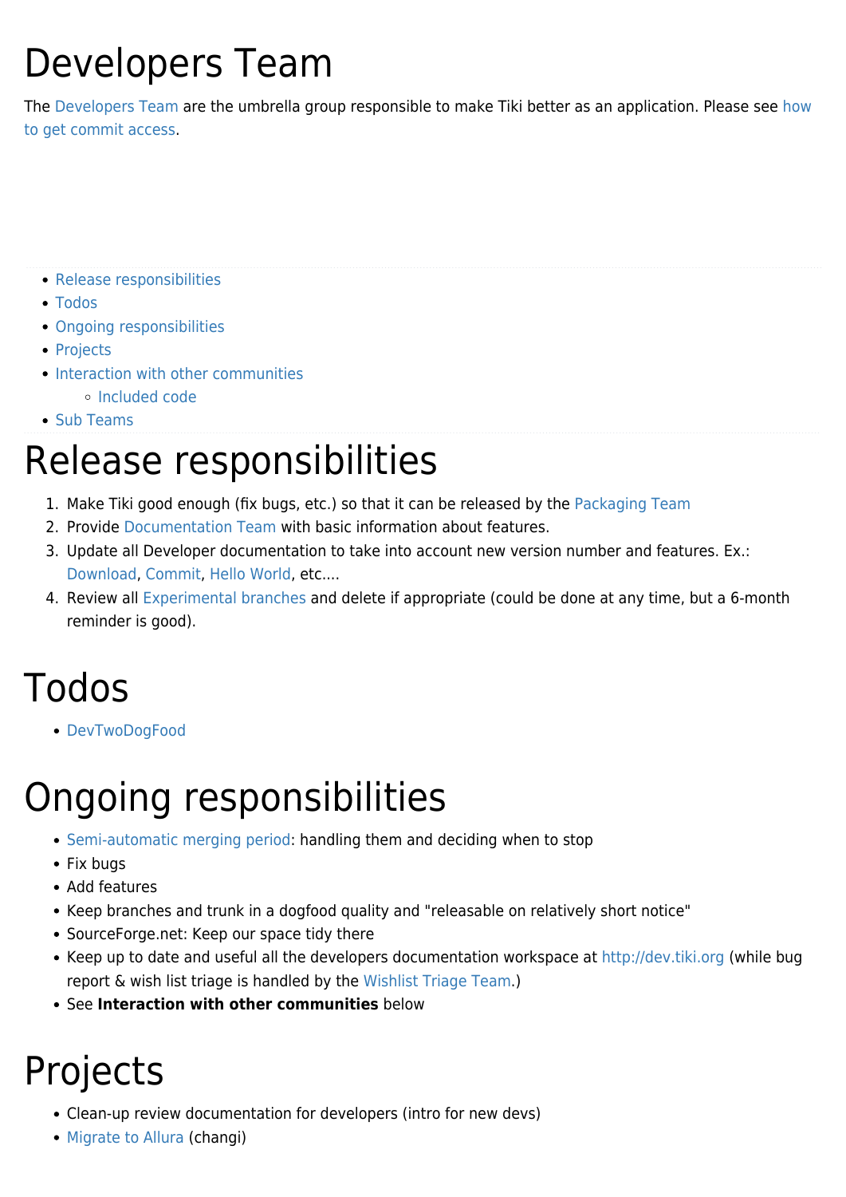# Developers Team

The Developers Team are the umbrella group responsible to make Tiki better as an application. Please see how to get commit access.

- Release responsibilities
- Todos
- Ongoing responsibilities
- Projects
- Interaction with other communities
  - Included code
- Sub Teams

# Release responsibilities

1. Make Tiki good enough (fix bugs, etc.) so that it can be released by the Packaging Team
2. Provide Documentation Team with basic information about features.
3. Update all Developer documentation to take into account new version number and features. Ex.: Download, Commit, Hello World, etc....
4. Review all Experimental branches and delete if appropriate (could be done at any time, but a 6-month reminder is good).

# Todos

- DevTwoDogFood

# Ongoing responsibilities

- Semi-automatic merging period: handling them and deciding when to stop
- Fix bugs
- Add features
- Keep branches and trunk in a dogfood quality and "releasable on relatively short notice"
- SourceForge.net: Keep our space tidy there
- Keep up to date and useful all the developers documentation workspace at http://dev.tiki.org (while bug report & wish list triage is handled by the Wishlist Triage Team.)
- See **Interaction with other communities** below

# Projects

- Clean-up review documentation for developers (intro for new devs)
- Migrate to Allura (changi)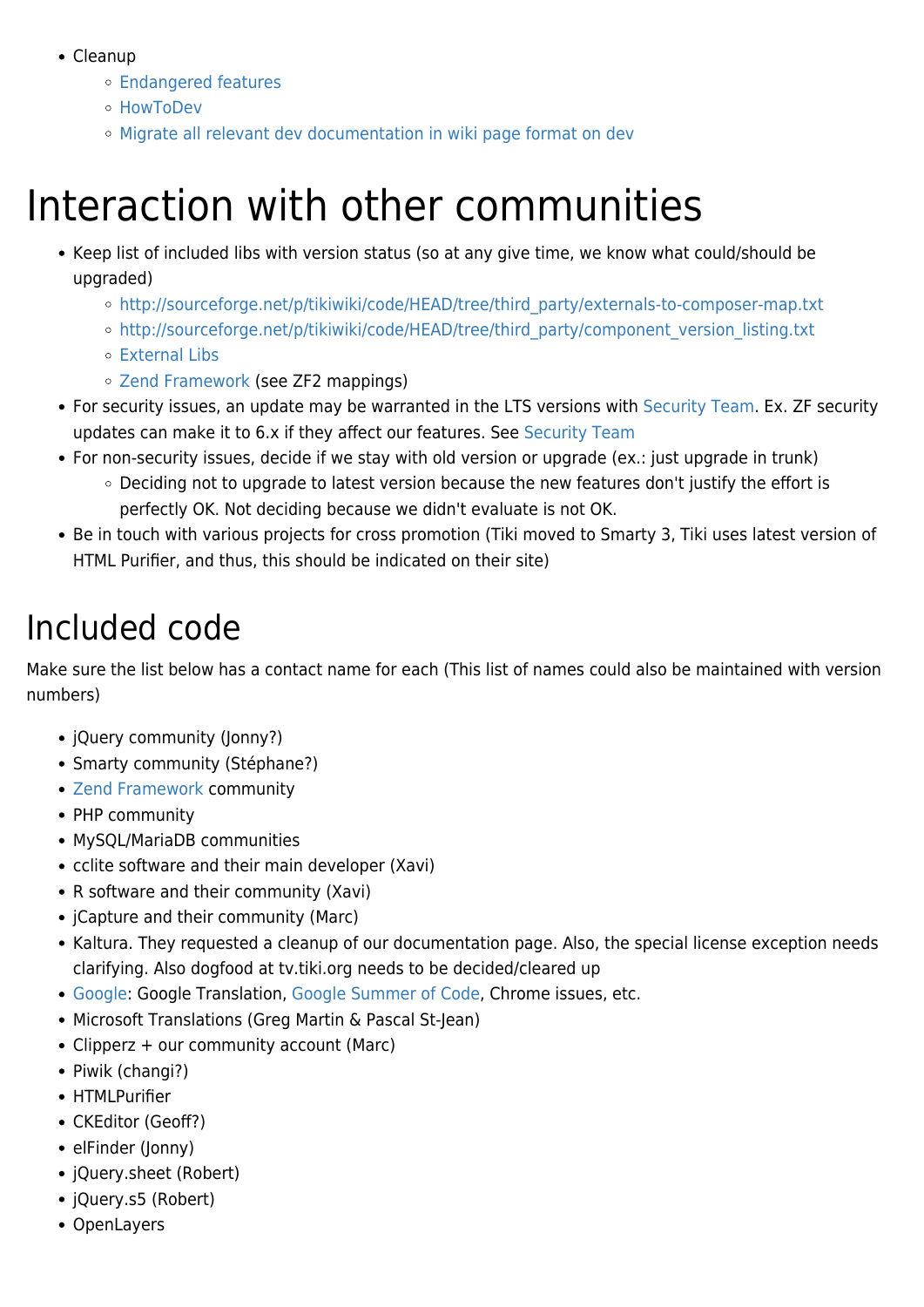- Cleanup
  - Endangered features
  - HowToDev
  - Migrate all relevant dev documentation in wiki page format on dev

# Interaction with other communities

- Keep list of included libs with version status (so at any give time, we know what could/should be upgraded)
  - http://sourceforge.net/p/tikiwiki/code/HEAD/tree/third_party/externals-to-composer-map.txt
  - http://sourceforge.net/p/tikiwiki/code/HEAD/tree/third_party/component_version_listing.txt
  - External Libs
  - Zend Framework (see ZF2 mappings)
- For security issues, an update may be warranted in the LTS versions with Security Team. Ex. ZF security updates can make it to 6.x if they affect our features. See Security Team
- For non-security issues, decide if we stay with old version or upgrade (ex.: just upgrade in trunk)
  - Deciding not to upgrade to latest version because the new features don't justify the effort is perfectly OK. Not deciding because we didn't evaluate is not OK.
- Be in touch with various projects for cross promotion (Tiki moved to Smarty 3, Tiki uses latest version of HTML Purifier, and thus, this should be indicated on their site)

# Included code

Make sure the list below has a contact name for each (This list of names could also be maintained with version numbers)

- jQuery community (Jonny?)
- Smarty community (Stéphane?)
- Zend Framework community
- PHP community
- MySQL/MariaDB communities
- cclite software and their main developer (Xavi)
- R software and their community (Xavi)
- jCapture and their community (Marc)
- Kaltura. They requested a cleanup of our documentation page. Also, the special license exception needs clarifying. Also dogfood at tv.tiki.org needs to be decided/cleared up
- Google: Google Translation, Google Summer of Code, Chrome issues, etc.
- Microsoft Translations (Greg Martin & Pascal St-Jean)
- Clipperz + our community account (Marc)
- Piwik (changi?)
- HTMLPurifier
- CKEditor (Geoff?)
- elFinder (Jonny)
- jQuery.sheet (Robert)
- jQuery.s5 (Robert)
- OpenLayers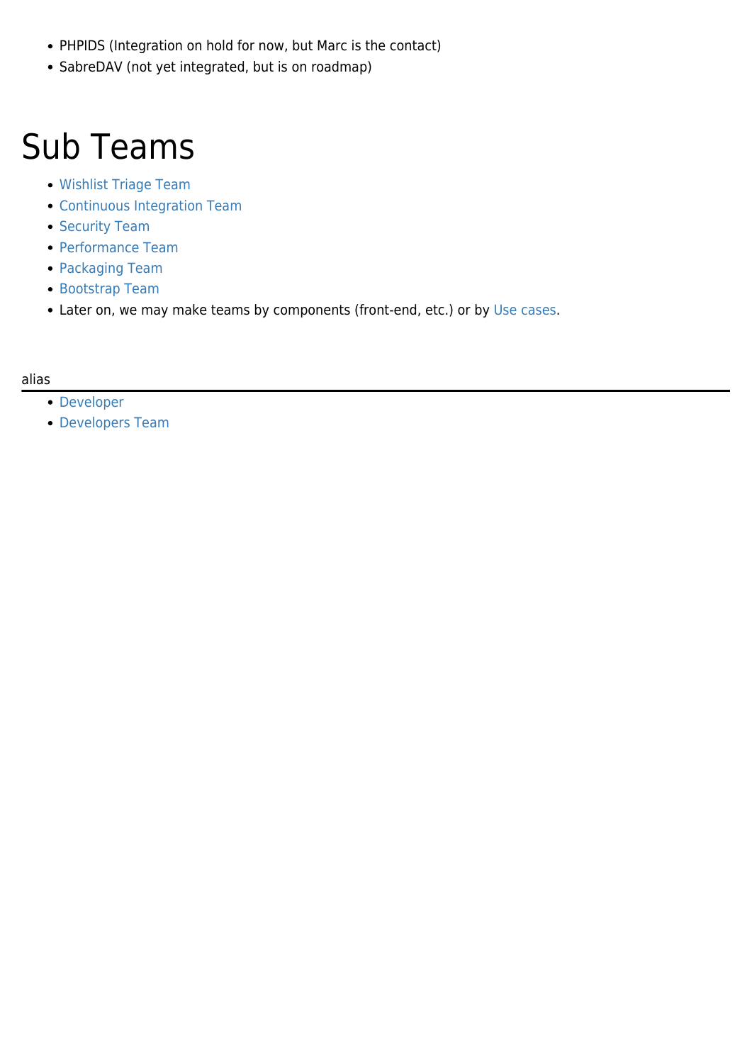- PHPIDS (Integration on hold for now, but Marc is the contact)
- SabreDAV (not yet integrated, but is on roadmap)

# Sub Teams

- Wishlist Triage Team
- Continuous Integration Team
- Security Team
- Performance Team
- Packaging Team
- Bootstrap Team
- Later on, we may make teams by components (front-end, etc.) or by Use cases.

alias

---

- Developer
- Developers Team